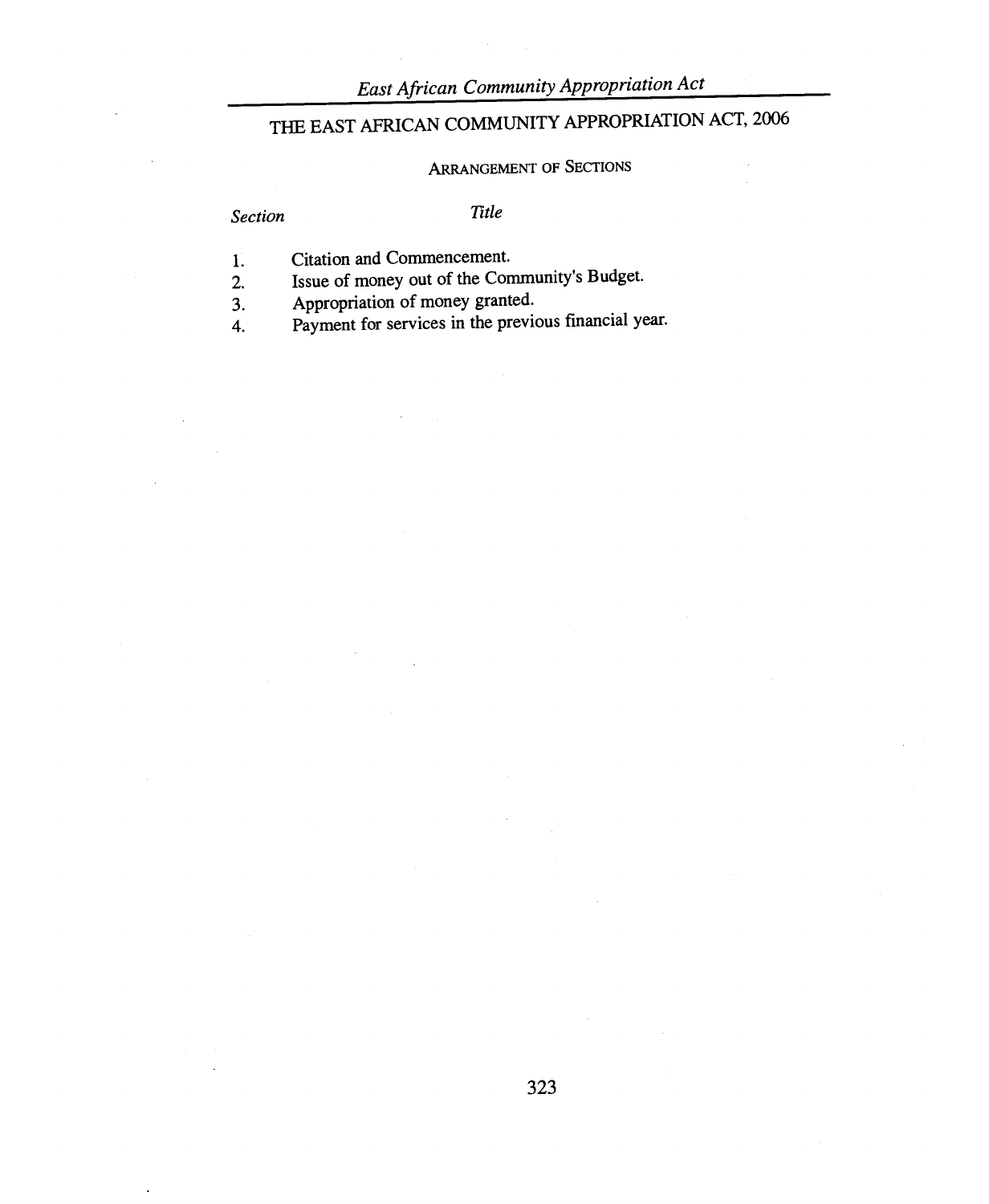# THE EAST AFRICAN COMMUNITY APPROPRIATION ACT, 2006

## ARRANGEMENT OF SECTIONS

| *Section* | *Title* |
| --- | --- |
| 1. | Citation and Commencement. |
| 2. | Issue of money out of the Community's Budget. |
| 3. | Appropriation of money granted. |
| 4. | Payment for services in the previous financial year. |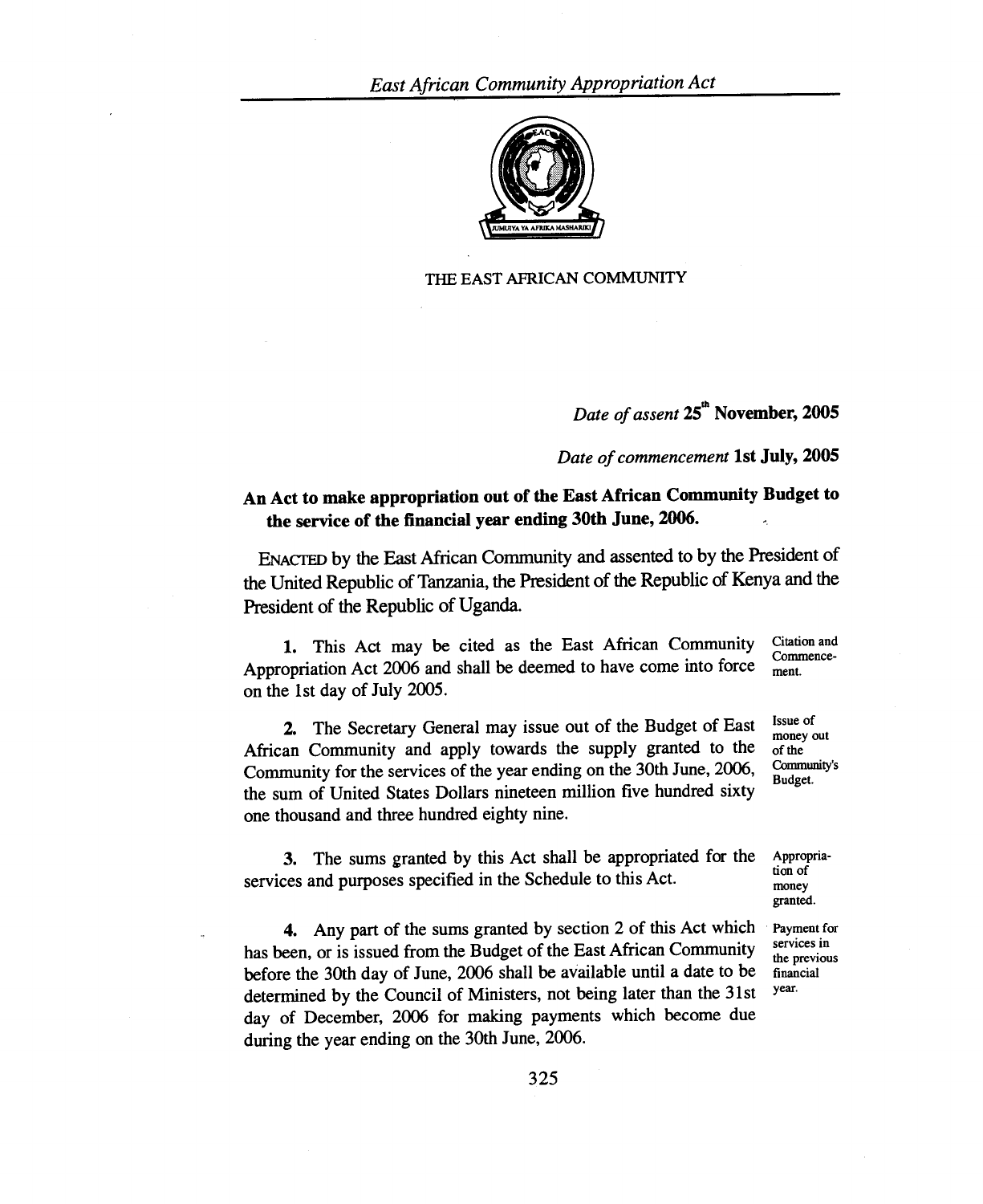THE EAST AFRICAN COMMUNITY

*Date of assent* **25th November, 2005**

*Date of commencement* **1st July, 2005**

**An Act to make appropriation out of the East African Community Budget to the service of the financial year ending 30th June, 2006.**

ENACTED by the East African Community and assented to by the President of the United Republic of Tanzania, the President of the Republic of Kenya and the President of the Republic of Uganda.

*Citation and Commencement.*

**1.** This Act may be cited as the East African Community Appropriation Act 2006 and shall be deemed to have come into force on the 1st day of July 2005.

*Issue of money out of the Community's Budget.*

**2.** The Secretary General may issue out of the Budget of East African Community and apply towards the supply granted to the Community for the services of the year ending on the 30th June, 2006, the sum of United States Dollars nineteen million five hundred sixty one thousand and three hundred eighty nine.

*Appropriation of money granted.*

**3.** The sums granted by this Act shall be appropriated for the services and purposes specified in the Schedule to this Act.

*Payment for services in the previous financial year.*

**4.** Any part of the sums granted by section 2 of this Act which has been, or is issued from the Budget of the East African Community before the 30th day of June, 2006 shall be available until a date to be determined by the Council of Ministers, not being later than the 31st day of December, 2006 for making payments which become due during the year ending on the 30th June, 2006.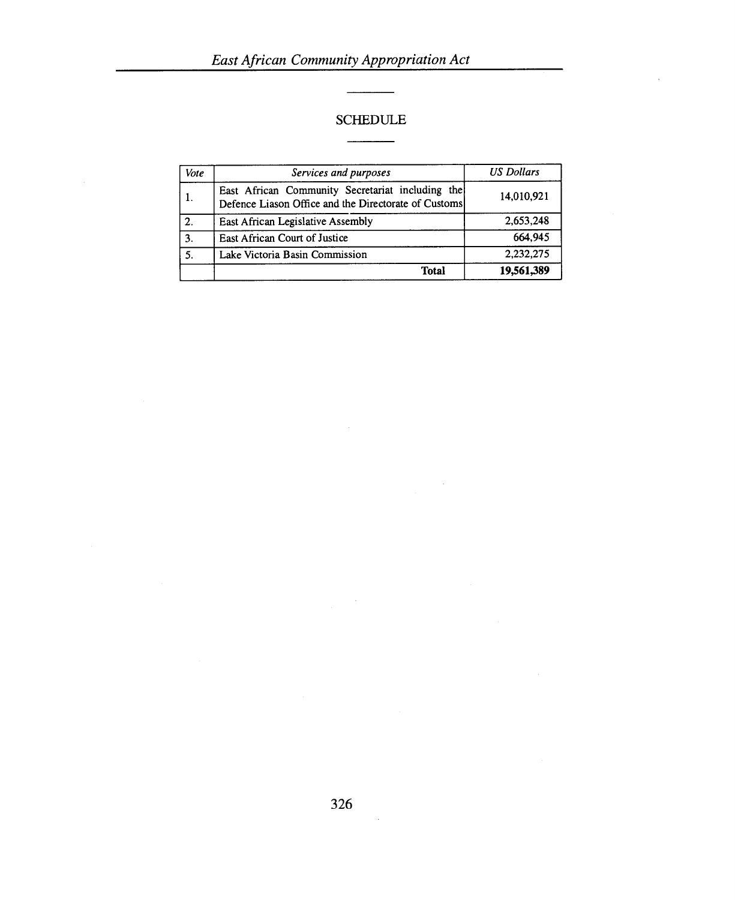## SCHEDULE

| *Vote* | *Services and purposes* | *US Dollars* |
|---|---|---|
| 1. | East African Community Secretariat including the Defence Liason Office and the Directorate of Customs | 14,010,921 |
| 2. | East African Legislative Assembly | 2,653,248 |
| 3. | East African Court of Justice | 664,945 |
| 5. | Lake Victoria Basin Commission | 2,232,275 |
| | **Total** | **19,561,389** |